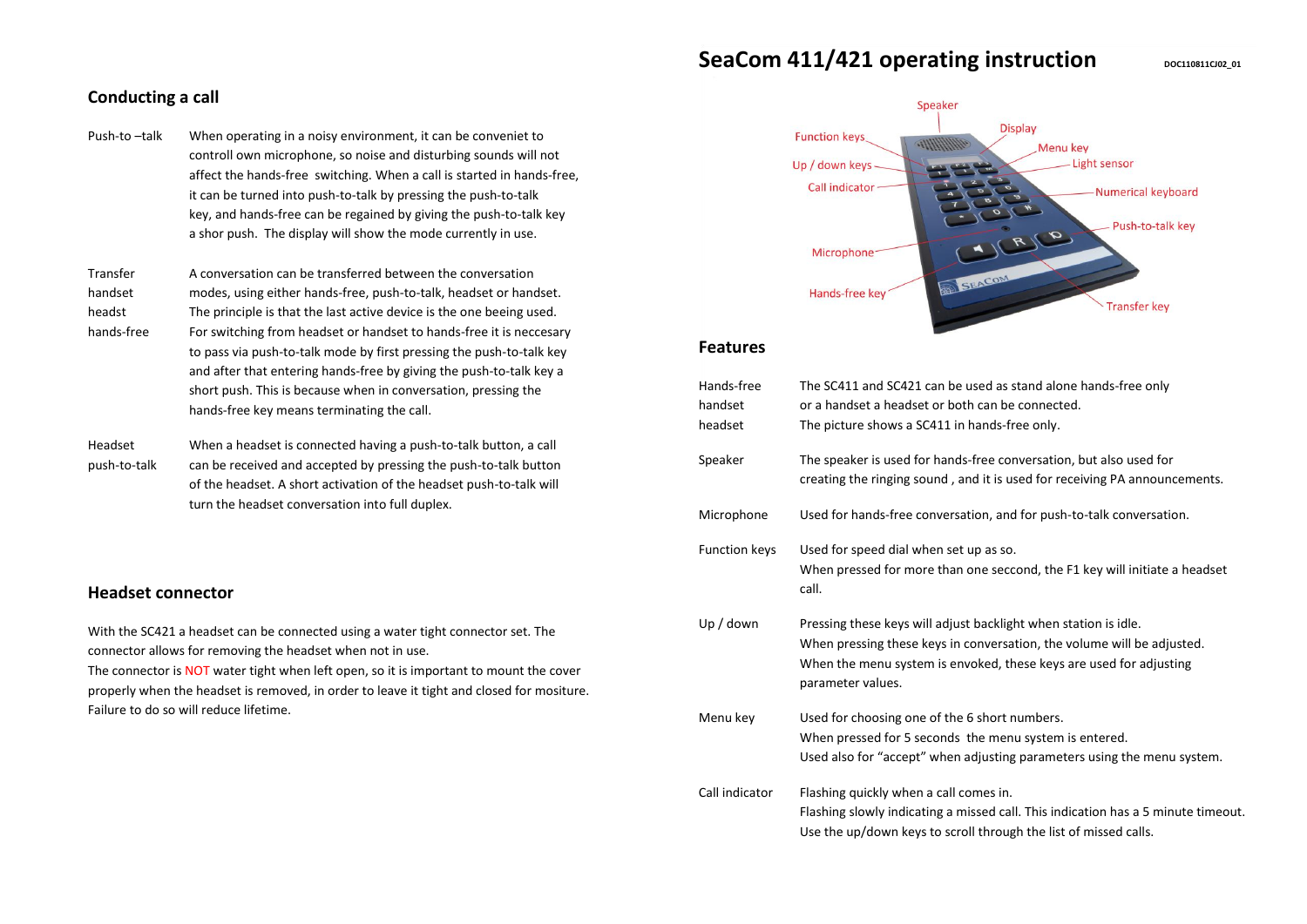# SeaCom 411/421 operating instruction

DOC110811CJ02_01

## Conducting a call

**Push-to –talk**
When operating in a noisy environment, it can be conveniet to controll own microphone, so noise and disturbing sounds will not affect the hands-free switching. When a call is started in hands-free, it can be turned into push-to-talk by pressing the push-to-talk key, and hands-free can be regained by giving the push-to-talk key a shor push. The display will show the mode currently in use.

**Transfer handset headst hands-free**
A conversation can be transferred between the conversation modes, using either hands-free, push-to-talk, headset or handset. The principle is that the last active device is the one beeing used. For switching from headset or handset to hands-free it is neccesary to pass via push-to-talk mode by first pressing the push-to-talk key and after that entering hands-free by giving the push-to-talk key a short push. This is because when in conversation, pressing the hands-free key means terminating the call.

**Headset push-to-talk**
When a headset is connected having a push-to-talk button, a call can be received and accepted by pressing the push-to-talk button of the headset. A short activation of the headset push-to-talk will turn the headset conversation into full duplex.

## Headset connector

With the SC421 a headset can be connected using a water tight connector set. The connector allows for removing the headset when not in use.
The connector is NOT water tight when left open, so it is important to mount the cover properly when the headset is removed, in order to leave it tight and closed for mositure. Failure to do so will reduce lifetime.

Speaker, Display, Function keys, Menu key, Up / down keys, Light sensor, Call indicator, Numerical keyboard, Push-to-talk key, Microphone, Hands-free key, Transfer key

## Features

**Hands-free handset headset**
The SC411 and SC421 can be used as stand alone hands-free only or a handset a headset or both can be connected.
The picture shows a SC411 in hands-free only.

**Speaker**
The speaker is used for hands-free conversation, but also used for creating the ringing sound , and it is used for receiving PA announcements.

**Microphone**
Used for hands-free conversation, and for push-to-talk conversation.

**Function keys**
Used for speed dial when set up as so.
When pressed for more than one seccond, the F1 key will initiate a headset call.

**Up / down**
Pressing these keys will adjust backlight when station is idle.
When pressing these keys in conversation, the volume will be adjusted.
When the menu system is envoked, these keys are used for adjusting parameter values.

**Menu key**
Used for choosing one of the 6 short numbers.
When pressed for 5 seconds the menu system is entered.
Used also for "accept" when adjusting parameters using the menu system.

**Call indicator**
Flashing quickly when a call comes in.
Flashing slowly indicating a missed call. This indication has a 5 minute timeout.
Use the up/down keys to scroll through the list of missed calls.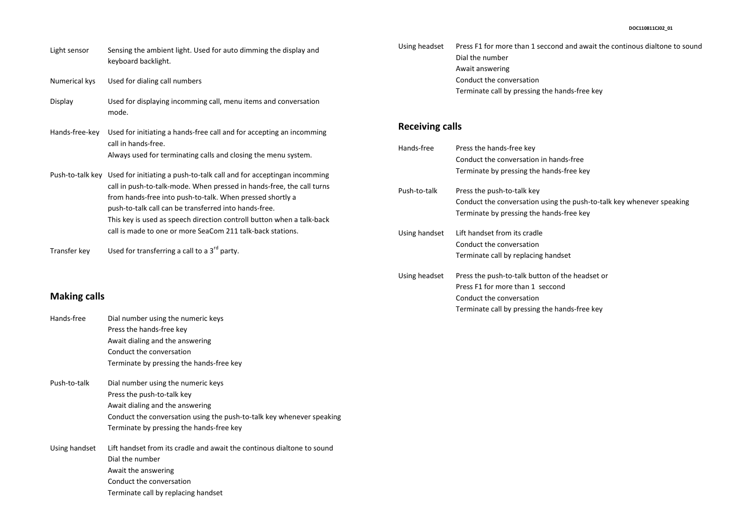Light sensor Sensing the ambient light. Used for auto dimming the display and keyboard backlight.

Numerical kys Used for dialing call numbers

Display Used for displaying incomming call, menu items and conversation mode.

Hands-free-key Used for initiating a hands-free call and for accepting an incomming call in hands-free.
Always used for terminating calls and closing the menu system.

Push-to-talk key Used for initiating a push-to-talk call and for acceptingan incomming call in push-to-talk-mode. When pressed in hands-free, the call turns from hands-free into push-to-talk. When pressed shortly a push-to-talk call can be transferred into hands-free.
This key is used as speech direction controll button when a talk-back call is made to one or more SeaCom 211 talk-back stations.

Transfer key Used for transferring a call to a 3rd party.

## Making calls

Hands-free Dial number using the numeric keys
Press the hands-free key
Await dialing and the answering
Conduct the conversation
Terminate by pressing the hands-free key

Push-to-talk Dial number using the numeric keys
Press the push-to-talk key
Await dialing and the answering
Conduct the conversation using the push-to-talk key whenever speaking
Terminate by pressing the hands-free key

Using handset Lift handset from its cradle and await the continous dialtone to sound
Dial the number
Await the answering
Conduct the conversation
Terminate call by replacing handset

Using headset Press F1 for more than 1 seccond and await the continous dialtone to sound
Dial the number
Await answering
Conduct the conversation
Terminate call by pressing the hands-free key

## Receiving calls

Hands-free Press the hands-free key
Conduct the conversation in hands-free
Terminate by pressing the hands-free key

Push-to-talk Press the push-to-talk key
Conduct the conversation using the push-to-talk key whenever speaking
Terminate by pressing the hands-free key

Using handset Lift handset from its cradle
Conduct the conversation
Terminate call by replacing handset

Using headset Press the push-to-talk button of the headset or
Press F1 for more than 1 seccond
Conduct the conversation
Terminate call by pressing the hands-free key